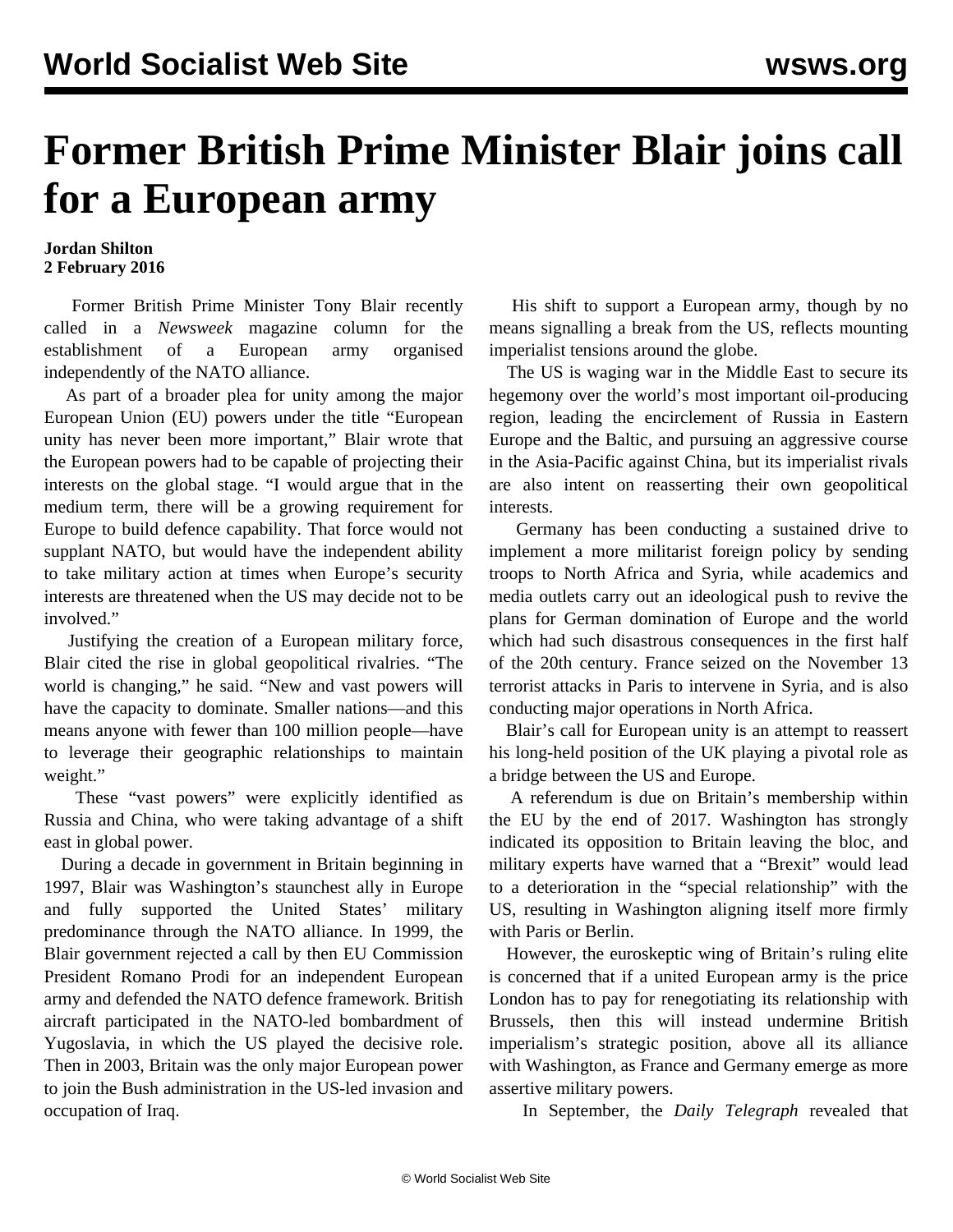# Former British Prime Minister Blair joins call for a European army

**Jordan Shilton**
**2 February 2016**

Former British Prime Minister Tony Blair recently called in a *Newsweek* magazine column for the establishment of a European army organised independently of the NATO alliance.

As part of a broader plea for unity among the major European Union (EU) powers under the title "European unity has never been more important," Blair wrote that the European powers had to be capable of projecting their interests on the global stage. "I would argue that in the medium term, there will be a growing requirement for Europe to build defence capability. That force would not supplant NATO, but would have the independent ability to take military action at times when Europe's security interests are threatened when the US may decide not to be involved."

Justifying the creation of a European military force, Blair cited the rise in global geopolitical rivalries. "The world is changing," he said. "New and vast powers will have the capacity to dominate. Smaller nations—and this means anyone with fewer than 100 million people—have to leverage their geographic relationships to maintain weight."

These "vast powers" were explicitly identified as Russia and China, who were taking advantage of a shift east in global power.

During a decade in government in Britain beginning in 1997, Blair was Washington's staunchest ally in Europe and fully supported the United States' military predominance through the NATO alliance. In 1999, the Blair government rejected a call by then EU Commission President Romano Prodi for an independent European army and defended the NATO defence framework. British aircraft participated in the NATO-led bombardment of Yugoslavia, in which the US played the decisive role. Then in 2003, Britain was the only major European power to join the Bush administration in the US-led invasion and occupation of Iraq.

His shift to support a European army, though by no means signalling a break from the US, reflects mounting imperialist tensions around the globe.

The US is waging war in the Middle East to secure its hegemony over the world's most important oil-producing region, leading the encirclement of Russia in Eastern Europe and the Baltic, and pursuing an aggressive course in the Asia-Pacific against China, but its imperialist rivals are also intent on reasserting their own geopolitical interests.

Germany has been conducting a sustained drive to implement a more militarist foreign policy by sending troops to North Africa and Syria, while academics and media outlets carry out an ideological push to revive the plans for German domination of Europe and the world which had such disastrous consequences in the first half of the 20th century. France seized on the November 13 terrorist attacks in Paris to intervene in Syria, and is also conducting major operations in North Africa.

Blair's call for European unity is an attempt to reassert his long-held position of the UK playing a pivotal role as a bridge between the US and Europe.

A referendum is due on Britain's membership within the EU by the end of 2017. Washington has strongly indicated its opposition to Britain leaving the bloc, and military experts have warned that a "Brexit" would lead to a deterioration in the "special relationship" with the US, resulting in Washington aligning itself more firmly with Paris or Berlin.

However, the euroskeptic wing of Britain's ruling elite is concerned that if a united European army is the price London has to pay for renegotiating its relationship with Brussels, then this will instead undermine British imperialism's strategic position, above all its alliance with Washington, as France and Germany emerge as more assertive military powers.

In September, the *Daily Telegraph* revealed that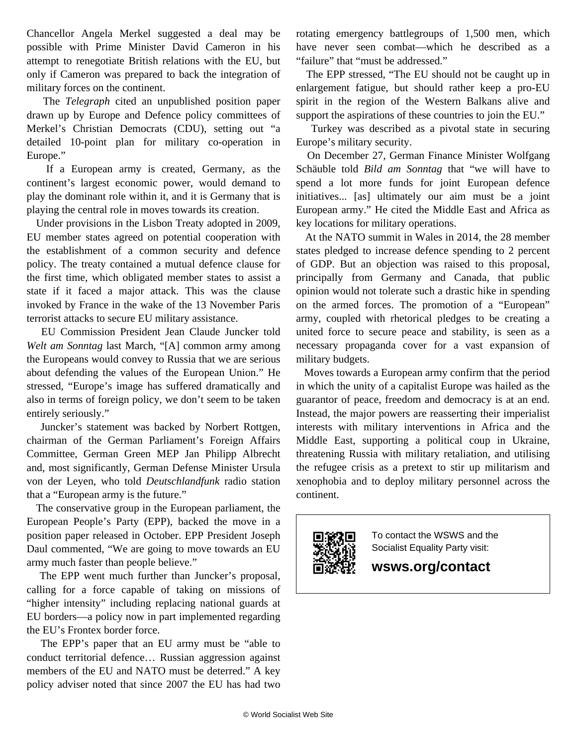Chancellor Angela Merkel suggested a deal may be possible with Prime Minister David Cameron in his attempt to renegotiate British relations with the EU, but only if Cameron was prepared to back the integration of military forces on the continent.

The *Telegraph* cited an unpublished position paper drawn up by Europe and Defence policy committees of Merkel's Christian Democrats (CDU), setting out "a detailed 10-point plan for military co-operation in Europe."

If a European army is created, Germany, as the continent's largest economic power, would demand to play the dominant role within it, and it is Germany that is playing the central role in moves towards its creation.

Under provisions in the Lisbon Treaty adopted in 2009, EU member states agreed on potential cooperation with the establishment of a common security and defence policy. The treaty contained a mutual defence clause for the first time, which obligated member states to assist a state if it faced a major attack. This was the clause invoked by France in the wake of the 13 November Paris terrorist attacks to secure EU military assistance.

EU Commission President Jean Claude Juncker told *Welt am Sonntag* last March, "[A] common army among the Europeans would convey to Russia that we are serious about defending the values of the European Union." He stressed, "Europe's image has suffered dramatically and also in terms of foreign policy, we don't seem to be taken entirely seriously."

Juncker's statement was backed by Norbert Rottgen, chairman of the German Parliament's Foreign Affairs Committee, German Green MEP Jan Philipp Albrecht and, most significantly, German Defense Minister Ursula von der Leyen, who told *Deutschlandfunk* radio station that a "European army is the future."

The conservative group in the European parliament, the European People's Party (EPP), backed the move in a position paper released in October. EPP President Joseph Daul commented, "We are going to move towards an EU army much faster than people believe."

The EPP went much further than Juncker's proposal, calling for a force capable of taking on missions of "higher intensity" including replacing national guards at EU borders—a policy now in part implemented regarding the EU's Frontex border force.

The EPP's paper that an EU army must be "able to conduct territorial defence… Russian aggression against members of the EU and NATO must be deterred." A key policy adviser noted that since 2007 the EU has had two rotating emergency battlegroups of 1,500 men, which have never seen combat—which he described as a "failure" that "must be addressed."

The EPP stressed, "The EU should not be caught up in enlargement fatigue, but should rather keep a pro-EU spirit in the region of the Western Balkans alive and support the aspirations of these countries to join the EU."

Turkey was described as a pivotal state in securing Europe's military security.

On December 27, German Finance Minister Wolfgang Schäuble told *Bild am Sonntag* that "we will have to spend a lot more funds for joint European defence initiatives... [as] ultimately our aim must be a joint European army." He cited the Middle East and Africa as key locations for military operations.

At the NATO summit in Wales in 2014, the 28 member states pledged to increase defence spending to 2 percent of GDP. But an objection was raised to this proposal, principally from Germany and Canada, that public opinion would not tolerate such a drastic hike in spending on the armed forces. The promotion of a "European" army, coupled with rhetorical pledges to be creating a united force to secure peace and stability, is seen as a necessary propaganda cover for a vast expansion of military budgets.

Moves towards a European army confirm that the period in which the unity of a capitalist Europe was hailed as the guarantor of peace, freedom and democracy is at an end. Instead, the major powers are reasserting their imperialist interests with military interventions in Africa and the Middle East, supporting a political coup in Ukraine, threatening Russia with military retaliation, and utilising the refugee crisis as a pretext to stir up militarism and xenophobia and to deploy military personnel across the continent.

To contact the WSWS and the Socialist Equality Party visit:

**wsws.org/contact**